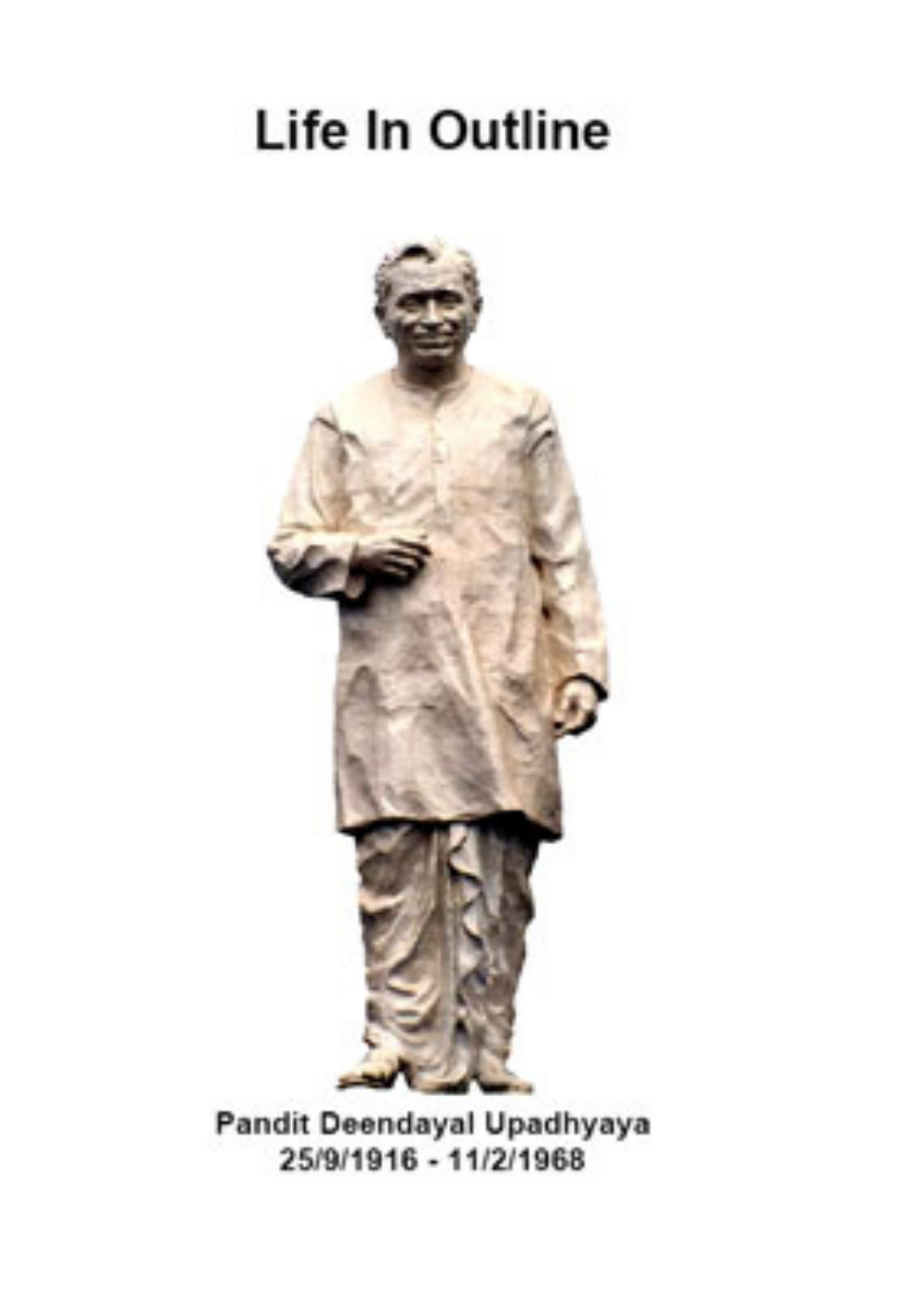# Life In Outline

Pandit Deendayal Upadhyaya
25/9/1916 - 11/2/1968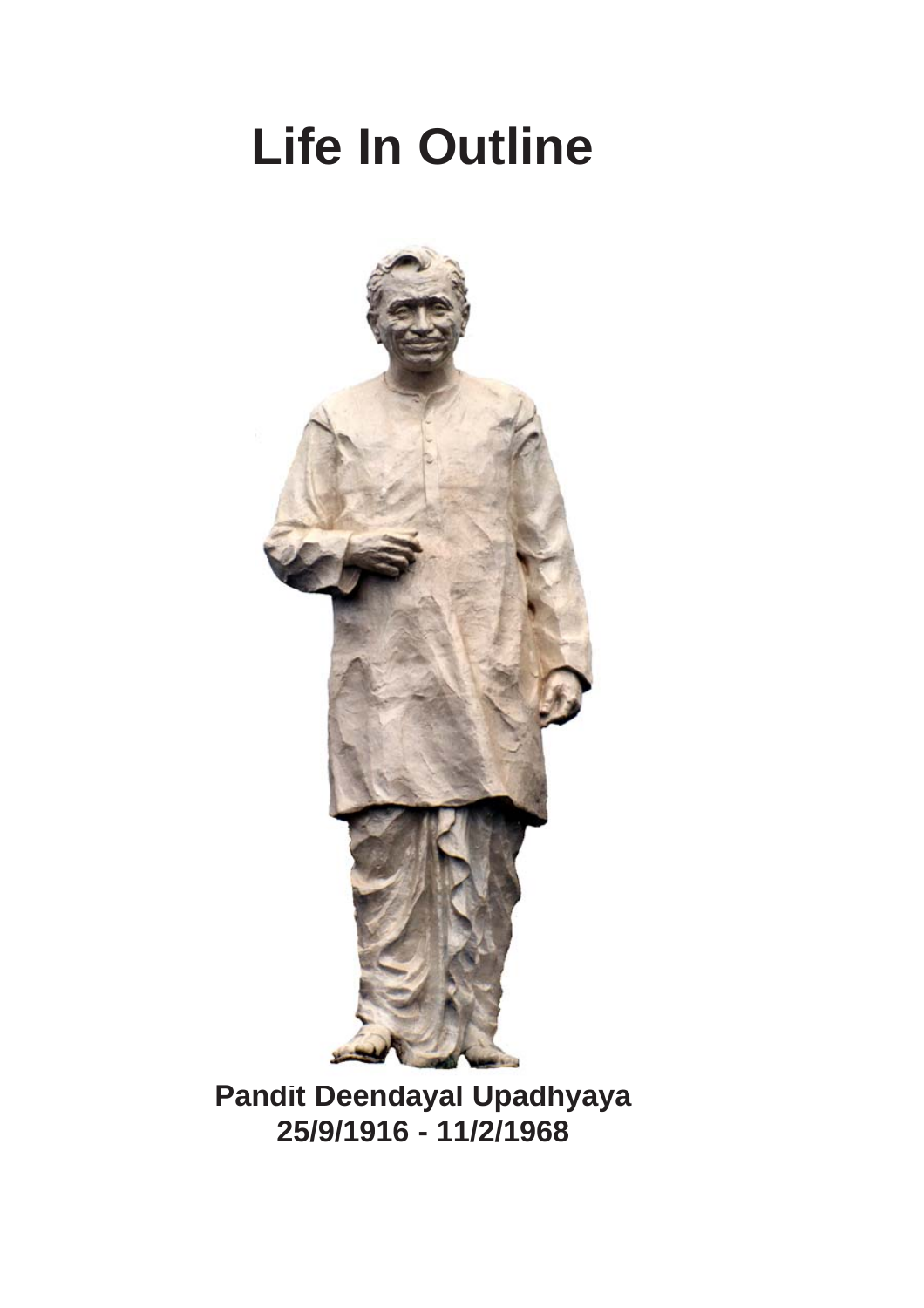# Life In Outline

**Pandit Deendayal Upadhyaya**
**25/9/1916 - 11/2/1968**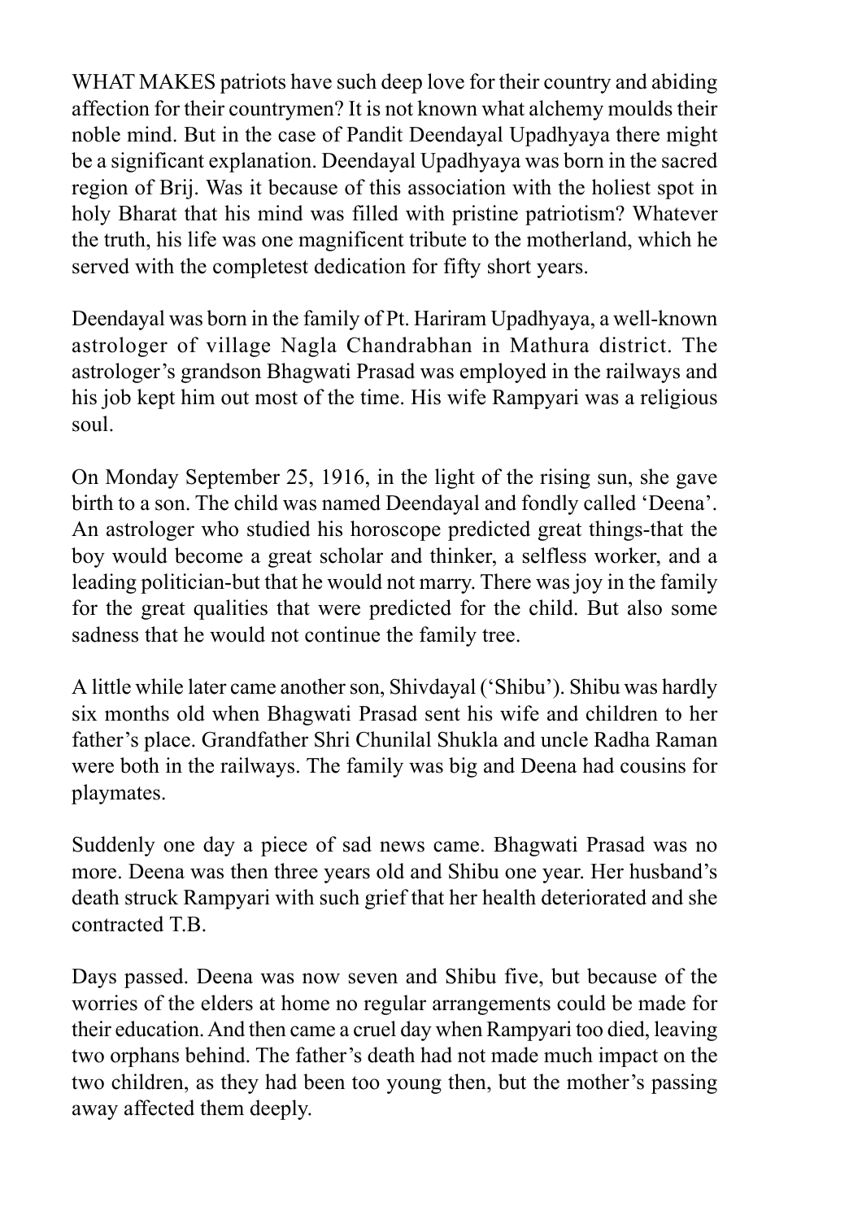WHAT MAKES patriots have such deep love for their country and abiding affection for their countrymen? It is not known what alchemy moulds their noble mind. But in the case of Pandit Deendayal Upadhyaya there might be a significant explanation. Deendayal Upadhyaya was born in the sacred region of Brij. Was it because of this association with the holiest spot in holy Bharat that his mind was filled with pristine patriotism? Whatever the truth, his life was one magnificent tribute to the motherland, which he served with the completest dedication for fifty short years.

Deendayal was born in the family of Pt. Hariram Upadhyaya, a well-known astrologer of village Nagla Chandrabhan in Mathura district. The astrologer's grandson Bhagwati Prasad was employed in the railways and his job kept him out most of the time. His wife Rampyari was a religious soul.

On Monday September 25, 1916, in the light of the rising sun, she gave birth to a son. The child was named Deendayal and fondly called 'Deena'. An astrologer who studied his horoscope predicted great things-that the boy would become a great scholar and thinker, a selfless worker, and a leading politician-but that he would not marry. There was joy in the family for the great qualities that were predicted for the child. But also some sadness that he would not continue the family tree.

A little while later came another son, Shivdayal ('Shibu'). Shibu was hardly six months old when Bhagwati Prasad sent his wife and children to her father's place. Grandfather Shri Chunilal Shukla and uncle Radha Raman were both in the railways. The family was big and Deena had cousins for playmates.

Suddenly one day a piece of sad news came. Bhagwati Prasad was no more. Deena was then three years old and Shibu one year. Her husband's death struck Rampyari with such grief that her health deteriorated and she contracted T.B.

Days passed. Deena was now seven and Shibu five, but because of the worries of the elders at home no regular arrangements could be made for their education. And then came a cruel day when Rampyari too died, leaving two orphans behind. The father's death had not made much impact on the two children, as they had been too young then, but the mother's passing away affected them deeply.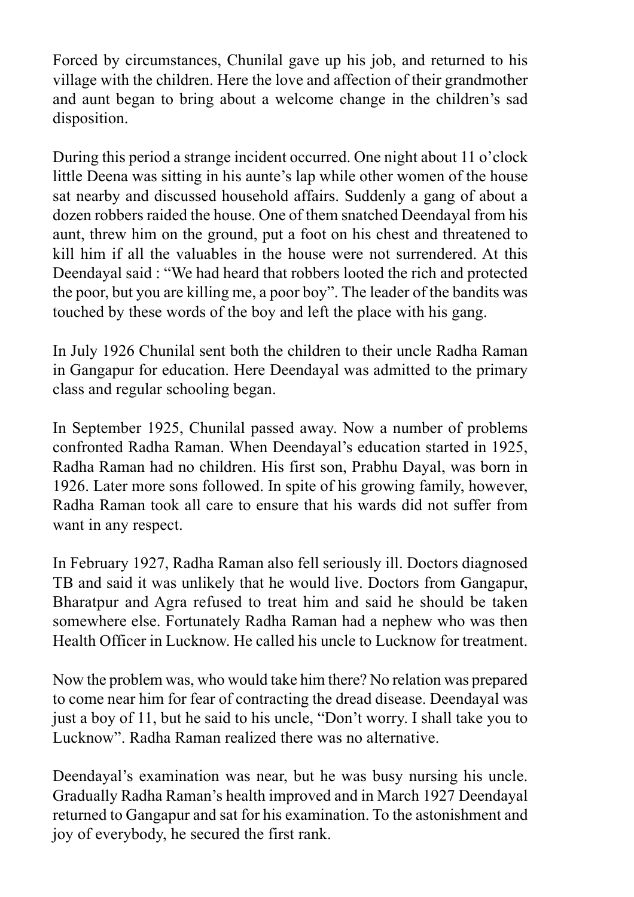Forced by circumstances, Chunilal gave up his job, and returned to his village with the children. Here the love and affection of their grandmother and aunt began to bring about a welcome change in the children's sad disposition.

During this period a strange incident occurred. One night about 11 o'clock little Deena was sitting in his aunte's lap while other women of the house sat nearby and discussed household affairs. Suddenly a gang of about a dozen robbers raided the house. One of them snatched Deendayal from his aunt, threw him on the ground, put a foot on his chest and threatened to kill him if all the valuables in the house were not surrendered. At this Deendayal said : "We had heard that robbers looted the rich and protected the poor, but you are killing me, a poor boy". The leader of the bandits was touched by these words of the boy and left the place with his gang.

In July 1926 Chunilal sent both the children to their uncle Radha Raman in Gangapur for education. Here Deendayal was admitted to the primary class and regular schooling began.

In September 1925, Chunilal passed away. Now a number of problems confronted Radha Raman. When Deendayal's education started in 1925, Radha Raman had no children. His first son, Prabhu Dayal, was born in 1926. Later more sons followed. In spite of his growing family, however, Radha Raman took all care to ensure that his wards did not suffer from want in any respect.

In February 1927, Radha Raman also fell seriously ill. Doctors diagnosed TB and said it was unlikely that he would live. Doctors from Gangapur, Bharatpur and Agra refused to treat him and said he should be taken somewhere else. Fortunately Radha Raman had a nephew who was then Health Officer in Lucknow. He called his uncle to Lucknow for treatment.

Now the problem was, who would take him there? No relation was prepared to come near him for fear of contracting the dread disease. Deendayal was just a boy of 11, but he said to his uncle, "Don't worry. I shall take you to Lucknow". Radha Raman realized there was no alternative.

Deendayal's examination was near, but he was busy nursing his uncle. Gradually Radha Raman's health improved and in March 1927 Deendayal returned to Gangapur and sat for his examination. To the astonishment and joy of everybody, he secured the first rank.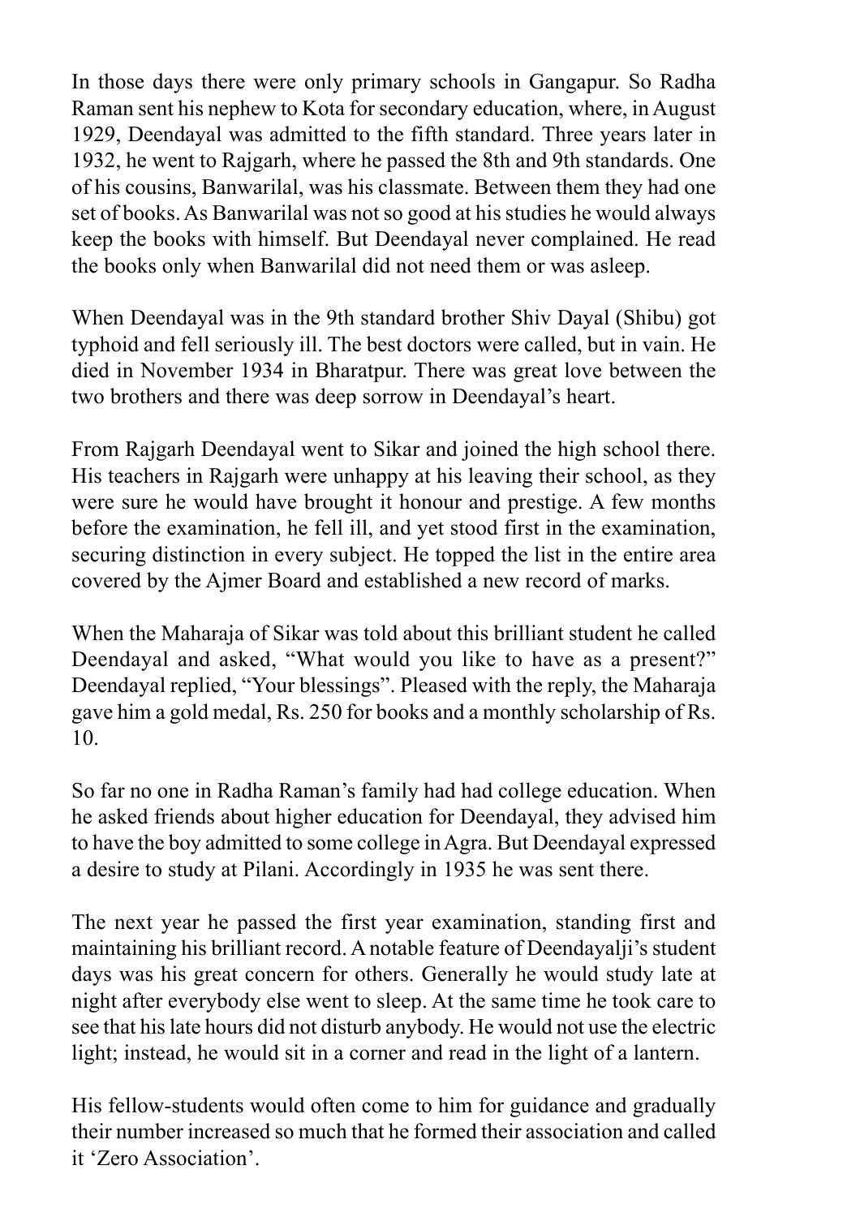In those days there were only primary schools in Gangapur. So Radha Raman sent his nephew to Kota for secondary education, where, in August 1929, Deendayal was admitted to the fifth standard. Three years later in 1932, he went to Rajgarh, where he passed the 8th and 9th standards. One of his cousins, Banwarilal, was his classmate. Between them they had one set of books. As Banwarilal was not so good at his studies he would always keep the books with himself. But Deendayal never complained. He read the books only when Banwarilal did not need them or was asleep.

When Deendayal was in the 9th standard brother Shiv Dayal (Shibu) got typhoid and fell seriously ill. The best doctors were called, but in vain. He died in November 1934 in Bharatpur. There was great love between the two brothers and there was deep sorrow in Deendayal's heart.

From Rajgarh Deendayal went to Sikar and joined the high school there. His teachers in Rajgarh were unhappy at his leaving their school, as they were sure he would have brought it honour and prestige. A few months before the examination, he fell ill, and yet stood first in the examination, securing distinction in every subject. He topped the list in the entire area covered by the Ajmer Board and established a new record of marks.

When the Maharaja of Sikar was told about this brilliant student he called Deendayal and asked, "What would you like to have as a present?" Deendayal replied, "Your blessings". Pleased with the reply, the Maharaja gave him a gold medal, Rs. 250 for books and a monthly scholarship of Rs. 10.

So far no one in Radha Raman's family had had college education. When he asked friends about higher education for Deendayal, they advised him to have the boy admitted to some college in Agra. But Deendayal expressed a desire to study at Pilani. Accordingly in 1935 he was sent there.

The next year he passed the first year examination, standing first and maintaining his brilliant record. A notable feature of Deendayalji's student days was his great concern for others. Generally he would study late at night after everybody else went to sleep. At the same time he took care to see that his late hours did not disturb anybody. He would not use the electric light; instead, he would sit in a corner and read in the light of a lantern.

His fellow-students would often come to him for guidance and gradually their number increased so much that he formed their association and called it 'Zero Association'.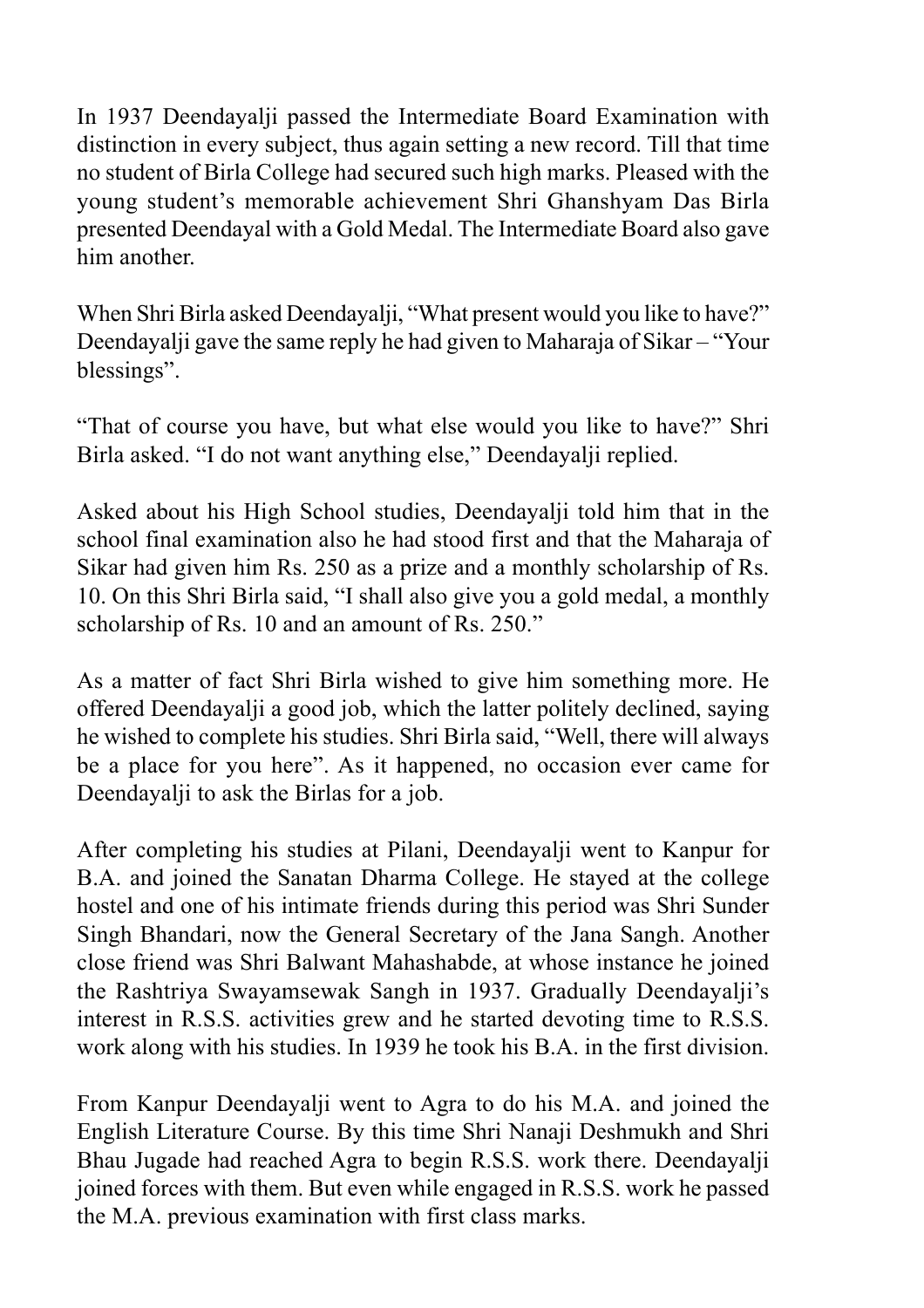In 1937 Deendayalji passed the Intermediate Board Examination with distinction in every subject, thus again setting a new record. Till that time no student of Birla College had secured such high marks. Pleased with the young student's memorable achievement Shri Ghanshyam Das Birla presented Deendayal with a Gold Medal. The Intermediate Board also gave him another.

When Shri Birla asked Deendayalji, "What present would you like to have?" Deendayalji gave the same reply he had given to Maharaja of Sikar – "Your blessings".

"That of course you have, but what else would you like to have?" Shri Birla asked. "I do not want anything else," Deendayalji replied.

Asked about his High School studies, Deendayalji told him that in the school final examination also he had stood first and that the Maharaja of Sikar had given him Rs. 250 as a prize and a monthly scholarship of Rs. 10. On this Shri Birla said, "I shall also give you a gold medal, a monthly scholarship of Rs. 10 and an amount of Rs. 250."

As a matter of fact Shri Birla wished to give him something more. He offered Deendayalji a good job, which the latter politely declined, saying he wished to complete his studies. Shri Birla said, "Well, there will always be a place for you here". As it happened, no occasion ever came for Deendayalji to ask the Birlas for a job.

After completing his studies at Pilani, Deendayalji went to Kanpur for B.A. and joined the Sanatan Dharma College. He stayed at the college hostel and one of his intimate friends during this period was Shri Sunder Singh Bhandari, now the General Secretary of the Jana Sangh. Another close friend was Shri Balwant Mahashabde, at whose instance he joined the Rashtriya Swayamsewak Sangh in 1937. Gradually Deendayalji's interest in R.S.S. activities grew and he started devoting time to R.S.S. work along with his studies. In 1939 he took his B.A. in the first division.

From Kanpur Deendayalji went to Agra to do his M.A. and joined the English Literature Course. By this time Shri Nanaji Deshmukh and Shri Bhau Jugade had reached Agra to begin R.S.S. work there. Deendayalji joined forces with them. But even while engaged in R.S.S. work he passed the M.A. previous examination with first class marks.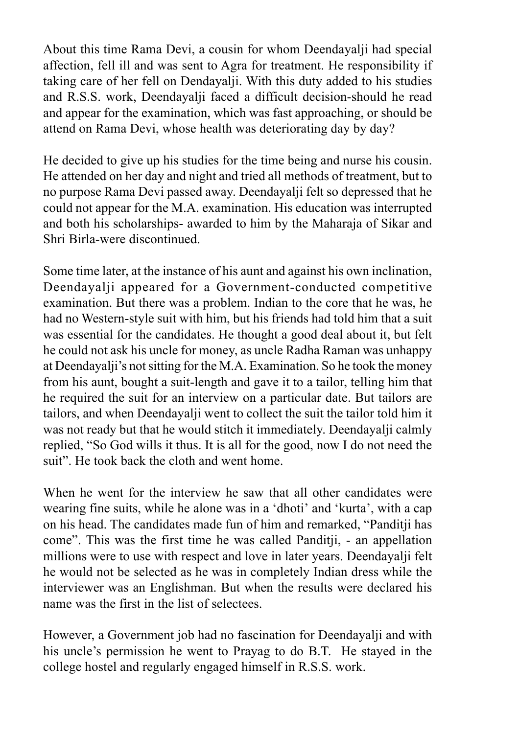About this time Rama Devi, a cousin for whom Deendayalji had special affection, fell ill and was sent to Agra for treatment. He responsibility if taking care of her fell on Dendayalji. With this duty added to his studies and R.S.S. work, Deendayalji faced a difficult decision-should he read and appear for the examination, which was fast approaching, or should be attend on Rama Devi, whose health was deteriorating day by day?

He decided to give up his studies for the time being and nurse his cousin. He attended on her day and night and tried all methods of treatment, but to no purpose Rama Devi passed away. Deendayalji felt so depressed that he could not appear for the M.A. examination. His education was interrupted and both his scholarships- awarded to him by the Maharaja of Sikar and Shri Birla-were discontinued.

Some time later, at the instance of his aunt and against his own inclination, Deendayalji appeared for a Government-conducted competitive examination. But there was a problem. Indian to the core that he was, he had no Western-style suit with him, but his friends had told him that a suit was essential for the candidates. He thought a good deal about it, but felt he could not ask his uncle for money, as uncle Radha Raman was unhappy at Deendayalji's not sitting for the M.A. Examination. So he took the money from his aunt, bought a suit-length and gave it to a tailor, telling him that he required the suit for an interview on a particular date. But tailors are tailors, and when Deendayalji went to collect the suit the tailor told him it was not ready but that he would stitch it immediately. Deendayalji calmly replied, "So God wills it thus. It is all for the good, now I do not need the suit". He took back the cloth and went home.

When he went for the interview he saw that all other candidates were wearing fine suits, while he alone was in a 'dhoti' and 'kurta', with a cap on his head. The candidates made fun of him and remarked, "Panditji has come". This was the first time he was called Panditji, - an appellation millions were to use with respect and love in later years. Deendayalji felt he would not be selected as he was in completely Indian dress while the interviewer was an Englishman. But when the results were declared his name was the first in the list of selectees.

However, a Government job had no fascination for Deendayalji and with his uncle's permission he went to Prayag to do B.T. He stayed in the college hostel and regularly engaged himself in R.S.S. work.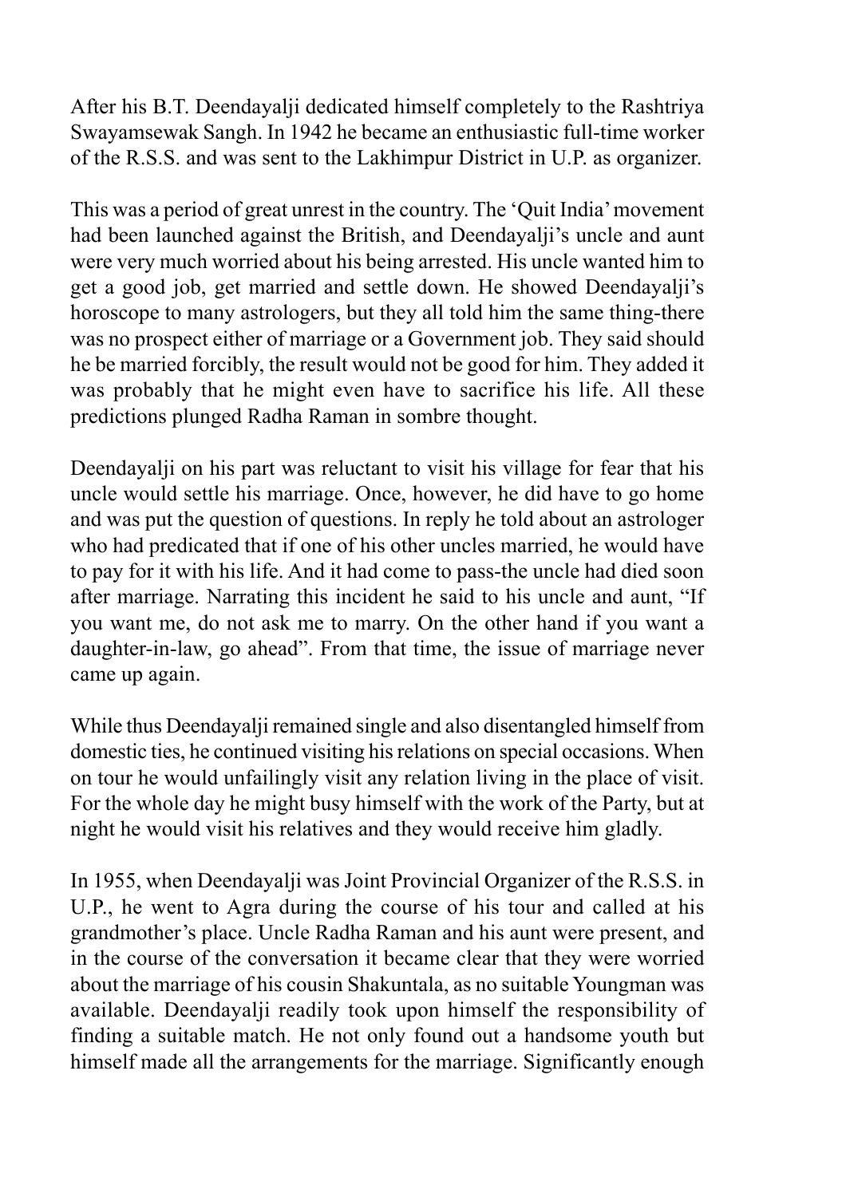After his B.T. Deendayalji dedicated himself completely to the Rashtriya Swayamsewak Sangh. In 1942 he became an enthusiastic full-time worker of the R.S.S. and was sent to the Lakhimpur District in U.P. as organizer.

This was a period of great unrest in the country. The 'Quit India' movement had been launched against the British, and Deendayalji's uncle and aunt were very much worried about his being arrested. His uncle wanted him to get a good job, get married and settle down. He showed Deendayalji's horoscope to many astrologers, but they all told him the same thing-there was no prospect either of marriage or a Government job. They said should he be married forcibly, the result would not be good for him. They added it was probably that he might even have to sacrifice his life. All these predictions plunged Radha Raman in sombre thought.

Deendayalji on his part was reluctant to visit his village for fear that his uncle would settle his marriage. Once, however, he did have to go home and was put the question of questions. In reply he told about an astrologer who had predicated that if one of his other uncles married, he would have to pay for it with his life. And it had come to pass-the uncle had died soon after marriage. Narrating this incident he said to his uncle and aunt, "If you want me, do not ask me to marry. On the other hand if you want a daughter-in-law, go ahead". From that time, the issue of marriage never came up again.

While thus Deendayalji remained single and also disentangled himself from domestic ties, he continued visiting his relations on special occasions. When on tour he would unfailingly visit any relation living in the place of visit. For the whole day he might busy himself with the work of the Party, but at night he would visit his relatives and they would receive him gladly.

In 1955, when Deendayalji was Joint Provincial Organizer of the R.S.S. in U.P., he went to Agra during the course of his tour and called at his grandmother's place. Uncle Radha Raman and his aunt were present, and in the course of the conversation it became clear that they were worried about the marriage of his cousin Shakuntala, as no suitable Youngman was available. Deendayalji readily took upon himself the responsibility of finding a suitable match. He not only found out a handsome youth but himself made all the arrangements for the marriage. Significantly enough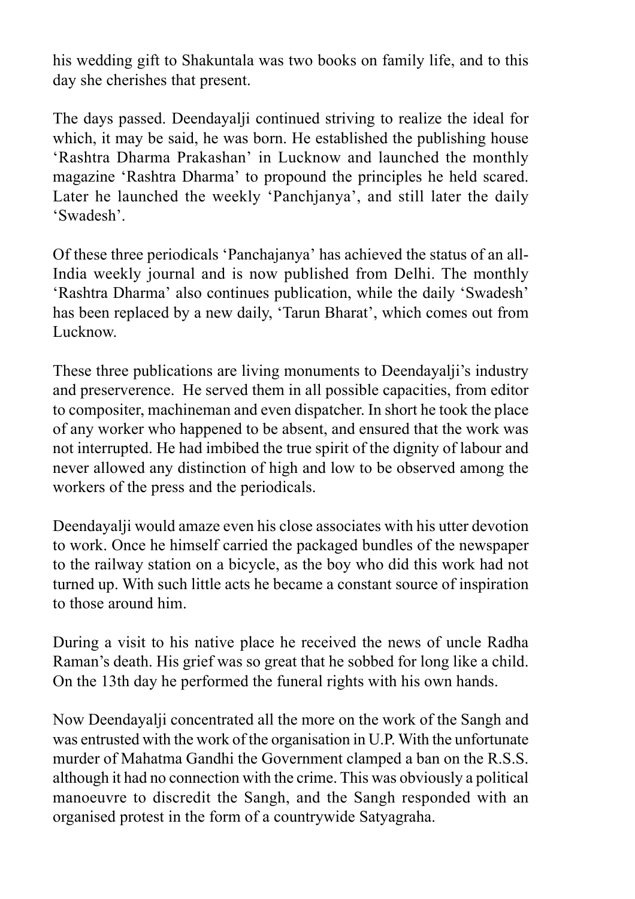his wedding gift to Shakuntala was two books on family life, and to this day she cherishes that present.

The days passed. Deendayalji continued striving to realize the ideal for which, it may be said, he was born. He established the publishing house 'Rashtra Dharma Prakashan' in Lucknow and launched the monthly magazine 'Rashtra Dharma' to propound the principles he held scared. Later he launched the weekly 'Panchjanya', and still later the daily 'Swadesh'.

Of these three periodicals 'Panchajanya' has achieved the status of an all-India weekly journal and is now published from Delhi. The monthly 'Rashtra Dharma' also continues publication, while the daily 'Swadesh' has been replaced by a new daily, 'Tarun Bharat', which comes out from Lucknow.

These three publications are living monuments to Deendayalji's industry and preserverence. He served them in all possible capacities, from editor to compositer, machineman and even dispatcher. In short he took the place of any worker who happened to be absent, and ensured that the work was not interrupted. He had imbibed the true spirit of the dignity of labour and never allowed any distinction of high and low to be observed among the workers of the press and the periodicals.

Deendayalji would amaze even his close associates with his utter devotion to work. Once he himself carried the packaged bundles of the newspaper to the railway station on a bicycle, as the boy who did this work had not turned up. With such little acts he became a constant source of inspiration to those around him.

During a visit to his native place he received the news of uncle Radha Raman's death. His grief was so great that he sobbed for long like a child. On the 13th day he performed the funeral rights with his own hands.

Now Deendayalji concentrated all the more on the work of the Sangh and was entrusted with the work of the organisation in U.P. With the unfortunate murder of Mahatma Gandhi the Government clamped a ban on the R.S.S. although it had no connection with the crime. This was obviously a political manoeuvre to discredit the Sangh, and the Sangh responded with an organised protest in the form of a countrywide Satyagraha.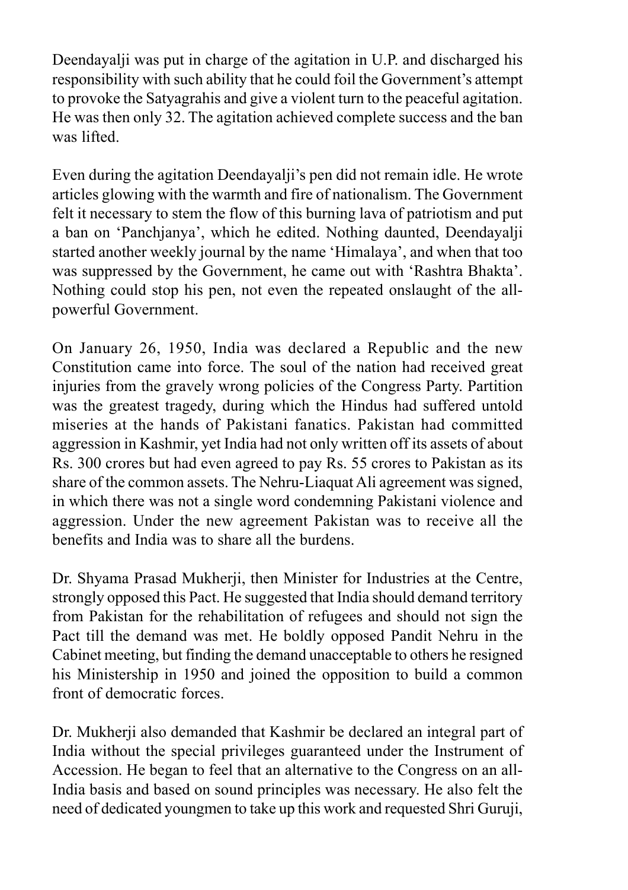Deendayalji was put in charge of the agitation in U.P. and discharged his responsibility with such ability that he could foil the Government's attempt to provoke the Satyagrahis and give a violent turn to the peaceful agitation. He was then only 32. The agitation achieved complete success and the ban was lifted.

Even during the agitation Deendayalji's pen did not remain idle. He wrote articles glowing with the warmth and fire of nationalism. The Government felt it necessary to stem the flow of this burning lava of patriotism and put a ban on 'Panchjanya', which he edited. Nothing daunted, Deendayalji started another weekly journal by the name 'Himalaya', and when that too was suppressed by the Government, he came out with 'Rashtra Bhakta'. Nothing could stop his pen, not even the repeated onslaught of the all-powerful Government.

On January 26, 1950, India was declared a Republic and the new Constitution came into force. The soul of the nation had received great injuries from the gravely wrong policies of the Congress Party. Partition was the greatest tragedy, during which the Hindus had suffered untold miseries at the hands of Pakistani fanatics. Pakistan had committed aggression in Kashmir, yet India had not only written off its assets of about Rs. 300 crores but had even agreed to pay Rs. 55 crores to Pakistan as its share of the common assets. The Nehru-Liaquat Ali agreement was signed, in which there was not a single word condemning Pakistani violence and aggression. Under the new agreement Pakistan was to receive all the benefits and India was to share all the burdens.

Dr. Shyama Prasad Mukherji, then Minister for Industries at the Centre, strongly opposed this Pact. He suggested that India should demand territory from Pakistan for the rehabilitation of refugees and should not sign the Pact till the demand was met. He boldly opposed Pandit Nehru in the Cabinet meeting, but finding the demand unacceptable to others he resigned his Ministership in 1950 and joined the opposition to build a common front of democratic forces.

Dr. Mukherji also demanded that Kashmir be declared an integral part of India without the special privileges guaranteed under the Instrument of Accession. He began to feel that an alternative to the Congress on an all-India basis and based on sound principles was necessary. He also felt the need of dedicated youngmen to take up this work and requested Shri Guruji,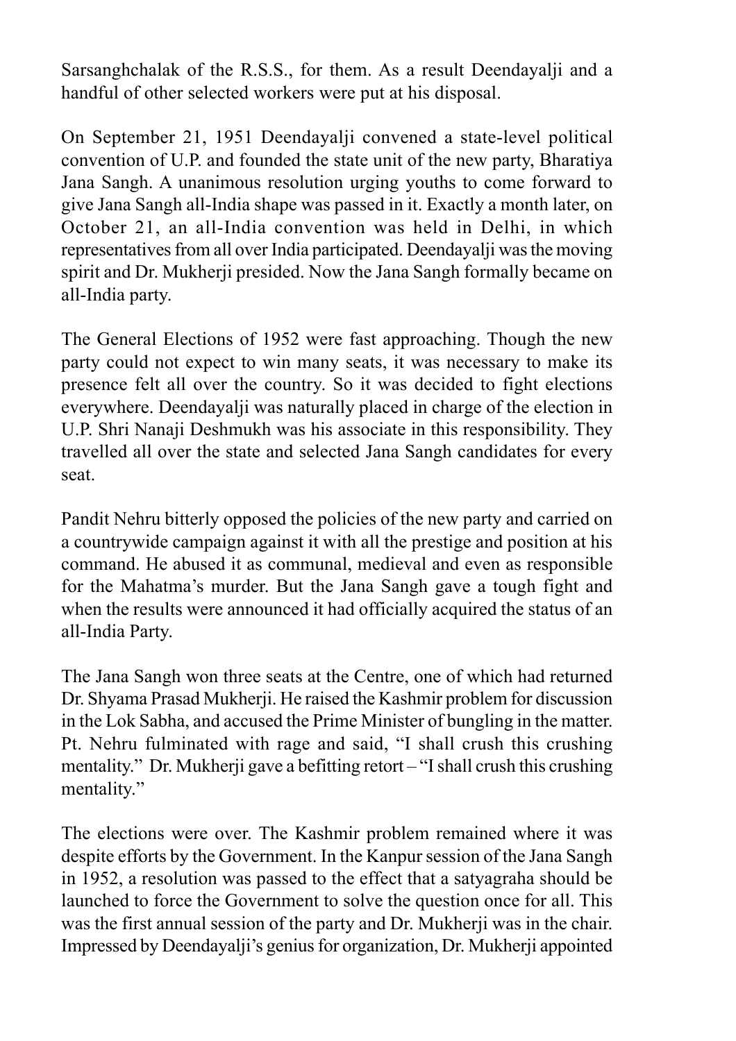Sarsanghchalak of the R.S.S., for them. As a result Deendayalji and a handful of other selected workers were put at his disposal.

On September 21, 1951 Deendayalji convened a state-level political convention of U.P. and founded the state unit of the new party, Bharatiya Jana Sangh. A unanimous resolution urging youths to come forward to give Jana Sangh all-India shape was passed in it. Exactly a month later, on October 21, an all-India convention was held in Delhi, in which representatives from all over India participated. Deendayalji was the moving spirit and Dr. Mukherji presided. Now the Jana Sangh formally became on all-India party.

The General Elections of 1952 were fast approaching. Though the new party could not expect to win many seats, it was necessary to make its presence felt all over the country. So it was decided to fight elections everywhere. Deendayalji was naturally placed in charge of the election in U.P. Shri Nanaji Deshmukh was his associate in this responsibility. They travelled all over the state and selected Jana Sangh candidates for every seat.

Pandit Nehru bitterly opposed the policies of the new party and carried on a countrywide campaign against it with all the prestige and position at his command. He abused it as communal, medieval and even as responsible for the Mahatma's murder. But the Jana Sangh gave a tough fight and when the results were announced it had officially acquired the status of an all-India Party.

The Jana Sangh won three seats at the Centre, one of which had returned Dr. Shyama Prasad Mukherji. He raised the Kashmir problem for discussion in the Lok Sabha, and accused the Prime Minister of bungling in the matter. Pt. Nehru fulminated with rage and said, "I shall crush this crushing mentality." Dr. Mukherji gave a befitting retort – "I shall crush this crushing mentality."

The elections were over. The Kashmir problem remained where it was despite efforts by the Government. In the Kanpur session of the Jana Sangh in 1952, a resolution was passed to the effect that a satyagraha should be launched to force the Government to solve the question once for all. This was the first annual session of the party and Dr. Mukherji was in the chair. Impressed by Deendayalji's genius for organization, Dr. Mukherji appointed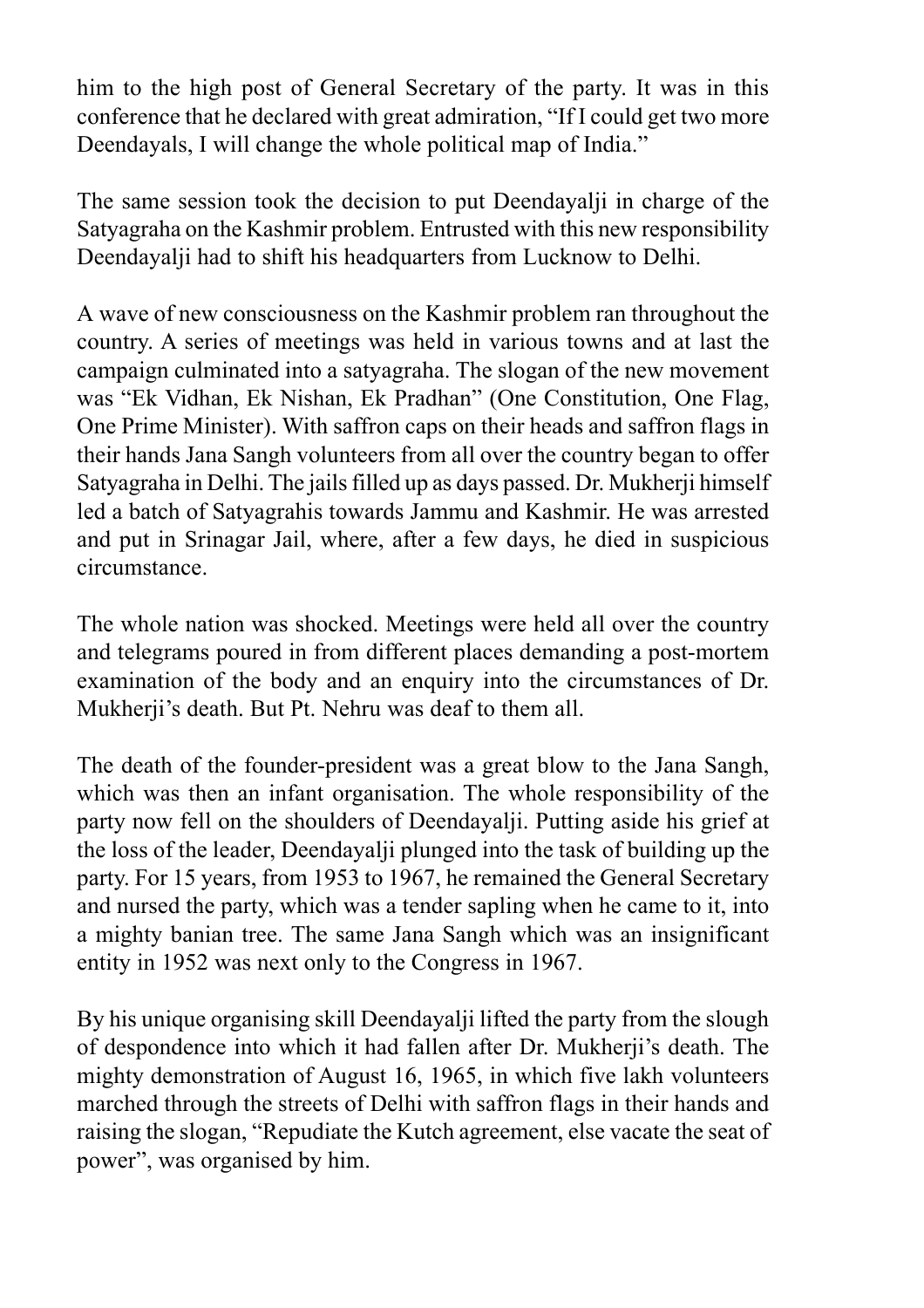him to the high post of General Secretary of the party. It was in this conference that he declared with great admiration, "If I could get two more Deendayals, I will change the whole political map of India."

The same session took the decision to put Deendayalji in charge of the Satyagraha on the Kashmir problem. Entrusted with this new responsibility Deendayalji had to shift his headquarters from Lucknow to Delhi.

A wave of new consciousness on the Kashmir problem ran throughout the country. A series of meetings was held in various towns and at last the campaign culminated into a satyagraha. The slogan of the new movement was "Ek Vidhan, Ek Nishan, Ek Pradhan" (One Constitution, One Flag, One Prime Minister). With saffron caps on their heads and saffron flags in their hands Jana Sangh volunteers from all over the country began to offer Satyagraha in Delhi. The jails filled up as days passed. Dr. Mukherji himself led a batch of Satyagrahis towards Jammu and Kashmir. He was arrested and put in Srinagar Jail, where, after a few days, he died in suspicious circumstance.

The whole nation was shocked. Meetings were held all over the country and telegrams poured in from different places demanding a post-mortem examination of the body and an enquiry into the circumstances of Dr. Mukherji's death. But Pt. Nehru was deaf to them all.

The death of the founder-president was a great blow to the Jana Sangh, which was then an infant organisation. The whole responsibility of the party now fell on the shoulders of Deendayalji. Putting aside his grief at the loss of the leader, Deendayalji plunged into the task of building up the party. For 15 years, from 1953 to 1967, he remained the General Secretary and nursed the party, which was a tender sapling when he came to it, into a mighty banian tree. The same Jana Sangh which was an insignificant entity in 1952 was next only to the Congress in 1967.

By his unique organising skill Deendayalji lifted the party from the slough of despondence into which it had fallen after Dr. Mukherji's death. The mighty demonstration of August 16, 1965, in which five lakh volunteers marched through the streets of Delhi with saffron flags in their hands and raising the slogan, "Repudiate the Kutch agreement, else vacate the seat of power", was organised by him.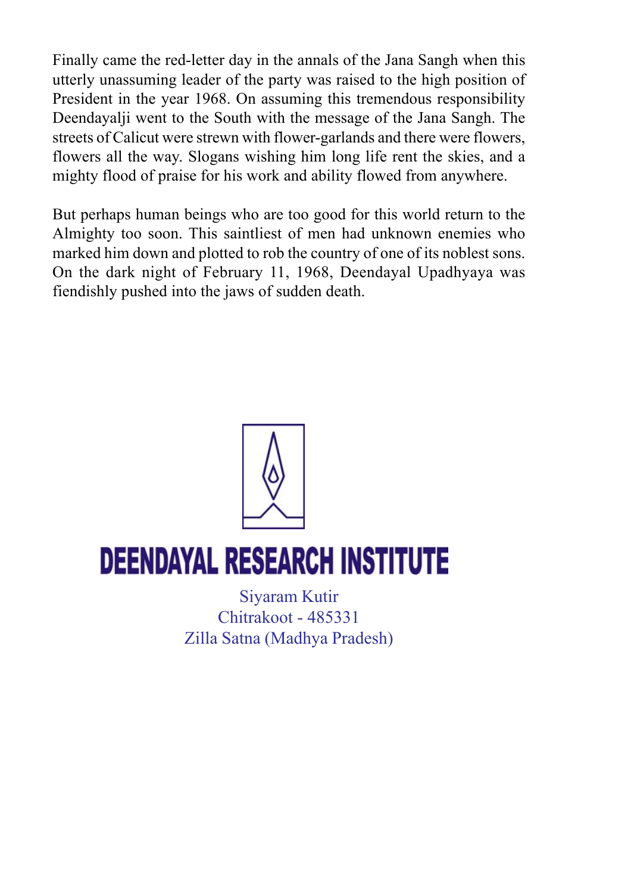Finally came the red-letter day in the annals of the Jana Sangh when this utterly unassuming leader of the party was raised to the high position of President in the year 1968. On assuming this tremendous responsibility Deendayalji went to the South with the message of the Jana Sangh. The streets of Calicut were strewn with flower-garlands and there were flowers, flowers all the way. Slogans wishing him long life rent the skies, and a mighty flood of praise for his work and ability flowed from anywhere.

But perhaps human beings who are too good for this world return to the Almighty too soon. This saintliest of men had unknown enemies who marked him down and plotted to rob the country of one of its noblest sons. On the dark night of February 11, 1968, Deendayal Upadhyaya was fiendishly pushed into the jaws of sudden death.

**DEENDAYAL RESEARCH INSTITUTE**

Siyaram Kutir
Chitrakoot - 485331
Zilla Satna (Madhya Pradesh)